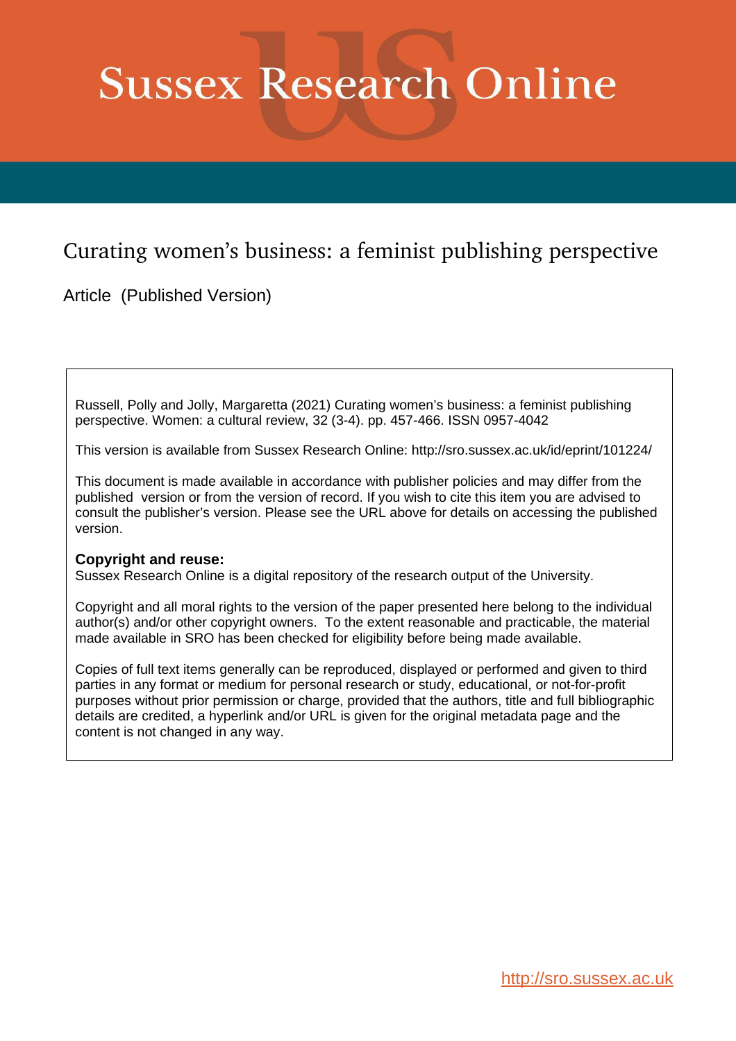# Sussex Research Online

## Curating women's business: a feminist publishing perspective

Article (Published Version)

Russell, Polly and Jolly, Margaretta (2021) Curating women's business: a feminist publishing perspective. Women: a cultural review, 32 (3-4). pp. 457-466. ISSN 0957-4042

This version is available from Sussex Research Online: http://sro.sussex.ac.uk/id/eprint/101224/

This document is made available in accordance with publisher policies and may differ from the published version or from the version of record. If you wish to cite this item you are advised to consult the publisher's version. Please see the URL above for details on accessing the published version.

**Copyright and reuse:**
Sussex Research Online is a digital repository of the research output of the University.

Copyright and all moral rights to the version of the paper presented here belong to the individual author(s) and/or other copyright owners. To the extent reasonable and practicable, the material made available in SRO has been checked for eligibility before being made available.

Copies of full text items generally can be reproduced, displayed or performed and given to third parties in any format or medium for personal research or study, educational, or not-for-profit purposes without prior permission or charge, provided that the authors, title and full bibliographic details are credited, a hyperlink and/or URL is given for the original metadata page and the content is not changed in any way.

http://sro.sussex.ac.uk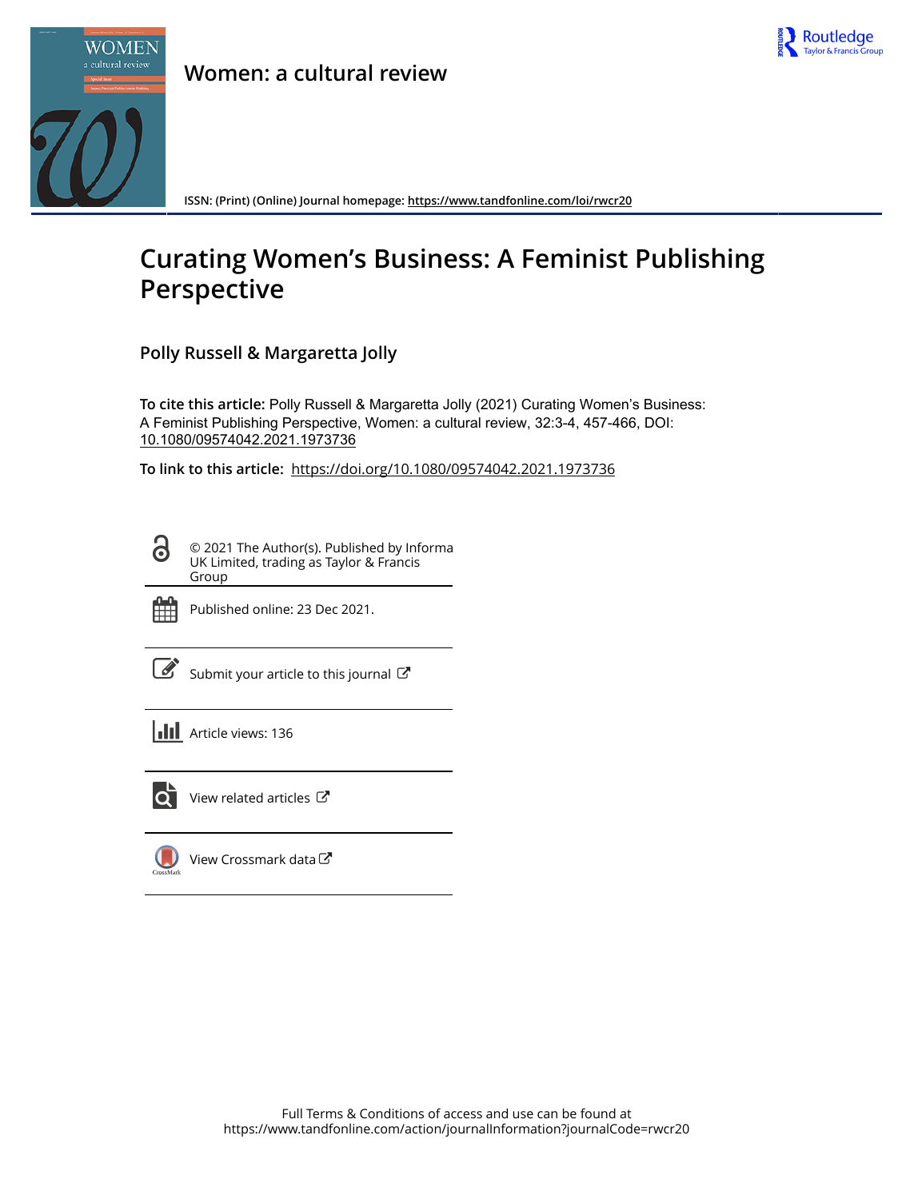# Women: a cultural review

ISSN: (Print) (Online) Journal homepage: https://www.tandfonline.com/loi/rwcr20

# Curating Women's Business: A Feminist Publishing Perspective

**Polly Russell & Margaretta Jolly**

**To cite this article:** Polly Russell & Margaretta Jolly (2021) Curating Women's Business: A Feminist Publishing Perspective, Women: a cultural review, 32:3-4, 457-466, DOI: 10.1080/09574042.2021.1973736

**To link to this article:** https://doi.org/10.1080/09574042.2021.1973736

© 2021 The Author(s). Published by Informa UK Limited, trading as Taylor & Francis Group

Published online: 23 Dec 2021.

Submit your article to this journal

Article views: 136

View related articles

View Crossmark data

Full Terms & Conditions of access and use can be found at https://www.tandfonline.com/action/journalInformation?journalCode=rwcr20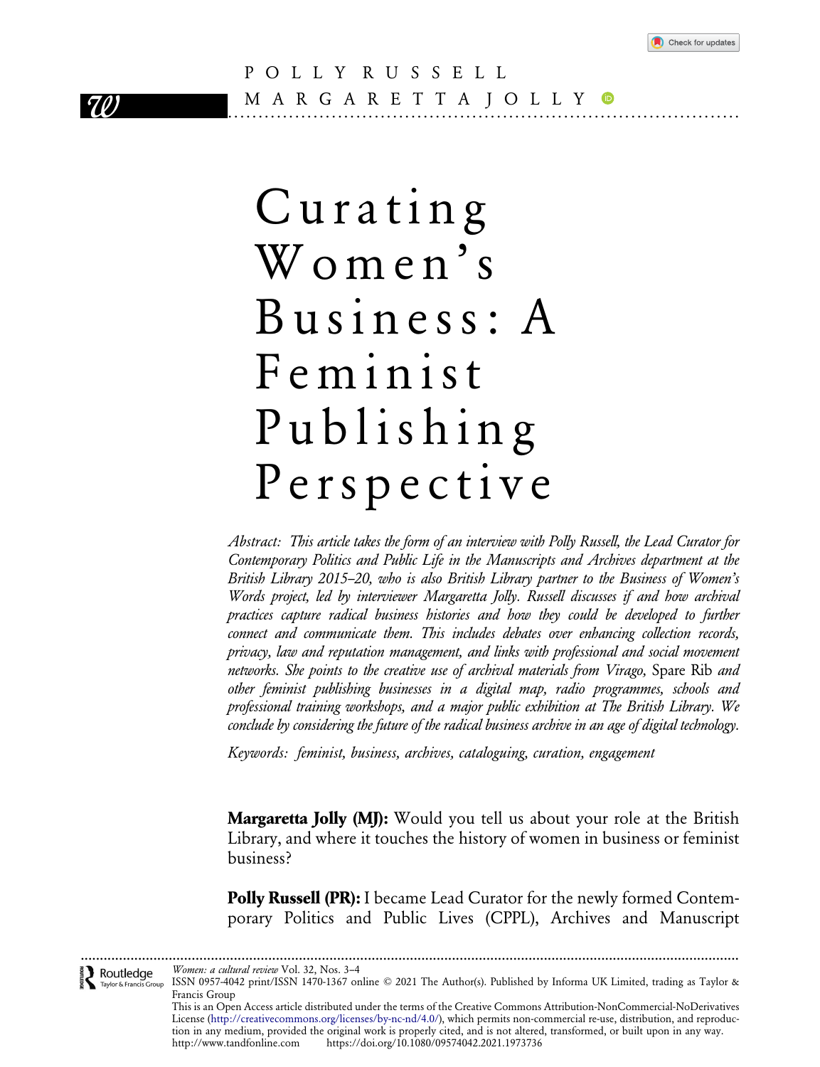POLLY RUSSELL
MARGARETTA JOLLY

# Curating Women's Business: A Feminist Publishing Perspective

*Abstract: This article takes the form of an interview with Polly Russell, the Lead Curator for Contemporary Politics and Public Life in the Manuscripts and Archives department at the British Library 2015–20, who is also British Library partner to the Business of Women's Words project, led by interviewer Margaretta Jolly. Russell discusses if and how archival practices capture radical business histories and how they could be developed to further connect and communicate them. This includes debates over enhancing collection records, privacy, law and reputation management, and links with professional and social movement networks. She points to the creative use of archival materials from Virago,* Spare Rib *and other feminist publishing businesses in a digital map, radio programmes, schools and professional training workshops, and a major public exhibition at The British Library. We conclude by considering the future of the radical business archive in an age of digital technology.*

*Keywords: feminist, business, archives, cataloguing, curation, engagement*

**Margaretta Jolly (MJ):** Would you tell us about your role at the British Library, and where it touches the history of women in business or feminist business?

**Polly Russell (PR):** I became Lead Curator for the newly formed Contemporary Politics and Public Lives (CPPL), Archives and Manuscript

*Women: a cultural review* Vol. 32, Nos. 3–4
ISSN 0957-4042 print/ISSN 1470-1367 online © 2021 The Author(s). Published by Informa UK Limited, trading as Taylor & Francis Group
This is an Open Access article distributed under the terms of the Creative Commons Attribution-NonCommercial-NoDerivatives License (http://creativecommons.org/licenses/by-nc-nd/4.0/), which permits non-commercial re-use, distribution, and reproduction in any medium, provided the original work is properly cited, and is not altered, transformed, or built upon in any way.
http://www.tandfonline.com https://doi.org/10.1080/09574042.2021.1973736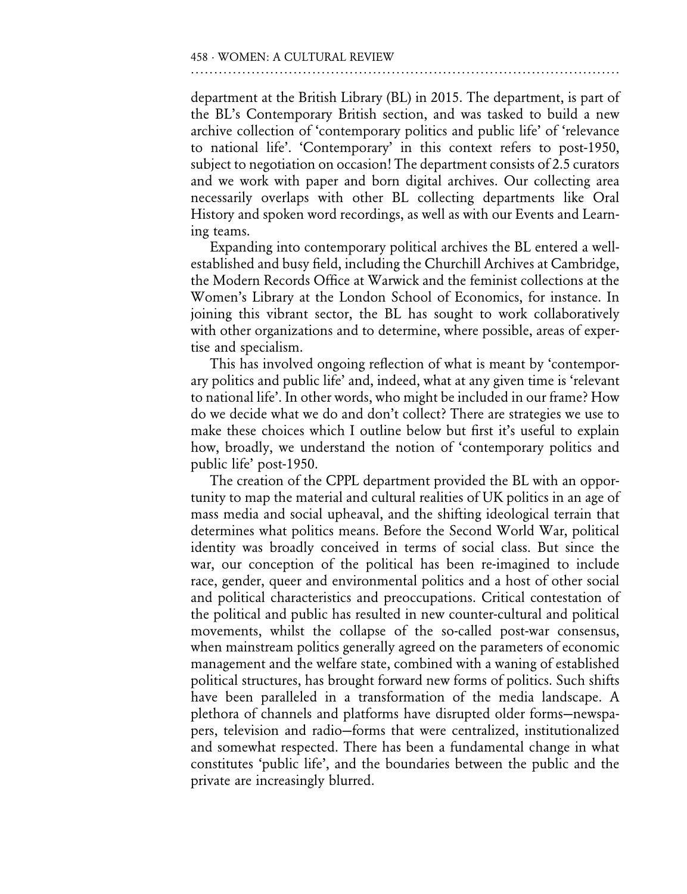department at the British Library (BL) in 2015. The department, is part of the BL's Contemporary British section, and was tasked to build a new archive collection of 'contemporary politics and public life' of 'relevance to national life'. 'Contemporary' in this context refers to post-1950, subject to negotiation on occasion! The department consists of 2.5 curators and we work with paper and born digital archives. Our collecting area necessarily overlaps with other BL collecting departments like Oral History and spoken word recordings, as well as with our Events and Learning teams.

Expanding into contemporary political archives the BL entered a well-established and busy field, including the Churchill Archives at Cambridge, the Modern Records Office at Warwick and the feminist collections at the Women's Library at the London School of Economics, for instance. In joining this vibrant sector, the BL has sought to work collaboratively with other organizations and to determine, where possible, areas of expertise and specialism.

This has involved ongoing reflection of what is meant by 'contemporary politics and public life' and, indeed, what at any given time is 'relevant to national life'. In other words, who might be included in our frame? How do we decide what we do and don't collect? There are strategies we use to make these choices which I outline below but first it's useful to explain how, broadly, we understand the notion of 'contemporary politics and public life' post-1950.

The creation of the CPPL department provided the BL with an opportunity to map the material and cultural realities of UK politics in an age of mass media and social upheaval, and the shifting ideological terrain that determines what politics means. Before the Second World War, political identity was broadly conceived in terms of social class. But since the war, our conception of the political has been re-imagined to include race, gender, queer and environmental politics and a host of other social and political characteristics and preoccupations. Critical contestation of the political and public has resulted in new counter-cultural and political movements, whilst the collapse of the so-called post-war consensus, when mainstream politics generally agreed on the parameters of economic management and the welfare state, combined with a waning of established political structures, has brought forward new forms of politics. Such shifts have been paralleled in a transformation of the media landscape. A plethora of channels and platforms have disrupted older forms—newspapers, television and radio—forms that were centralized, institutionalized and somewhat respected. There has been a fundamental change in what constitutes 'public life', and the boundaries between the public and the private are increasingly blurred.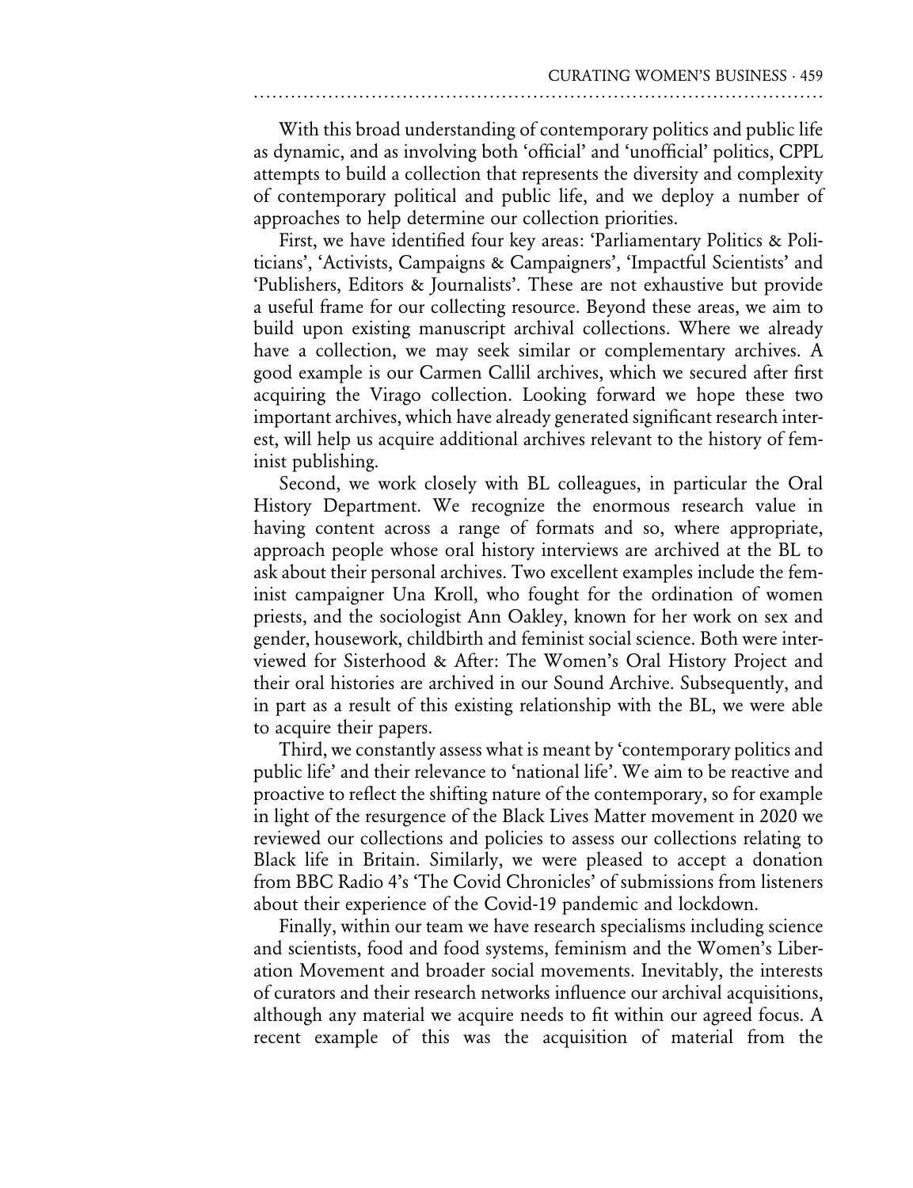With this broad understanding of contemporary politics and public life as dynamic, and as involving both 'official' and 'unofficial' politics, CPPL attempts to build a collection that represents the diversity and complexity of contemporary political and public life, and we deploy a number of approaches to help determine our collection priorities.

First, we have identified four key areas: 'Parliamentary Politics & Politicians', 'Activists, Campaigns & Campaigners', 'Impactful Scientists' and 'Publishers, Editors & Journalists'. These are not exhaustive but provide a useful frame for our collecting resource. Beyond these areas, we aim to build upon existing manuscript archival collections. Where we already have a collection, we may seek similar or complementary archives. A good example is our Carmen Callil archives, which we secured after first acquiring the Virago collection. Looking forward we hope these two important archives, which have already generated significant research interest, will help us acquire additional archives relevant to the history of feminist publishing.

Second, we work closely with BL colleagues, in particular the Oral History Department. We recognize the enormous research value in having content across a range of formats and so, where appropriate, approach people whose oral history interviews are archived at the BL to ask about their personal archives. Two excellent examples include the feminist campaigner Una Kroll, who fought for the ordination of women priests, and the sociologist Ann Oakley, known for her work on sex and gender, housework, childbirth and feminist social science. Both were interviewed for Sisterhood & After: The Women's Oral History Project and their oral histories are archived in our Sound Archive. Subsequently, and in part as a result of this existing relationship with the BL, we were able to acquire their papers.

Third, we constantly assess what is meant by 'contemporary politics and public life' and their relevance to 'national life'. We aim to be reactive and proactive to reflect the shifting nature of the contemporary, so for example in light of the resurgence of the Black Lives Matter movement in 2020 we reviewed our collections and policies to assess our collections relating to Black life in Britain. Similarly, we were pleased to accept a donation from BBC Radio 4's 'The Covid Chronicles' of submissions from listeners about their experience of the Covid-19 pandemic and lockdown.

Finally, within our team we have research specialisms including science and scientists, food and food systems, feminism and the Women's Liberation Movement and broader social movements. Inevitably, the interests of curators and their research networks influence our archival acquisitions, although any material we acquire needs to fit within our agreed focus. A recent example of this was the acquisition of material from the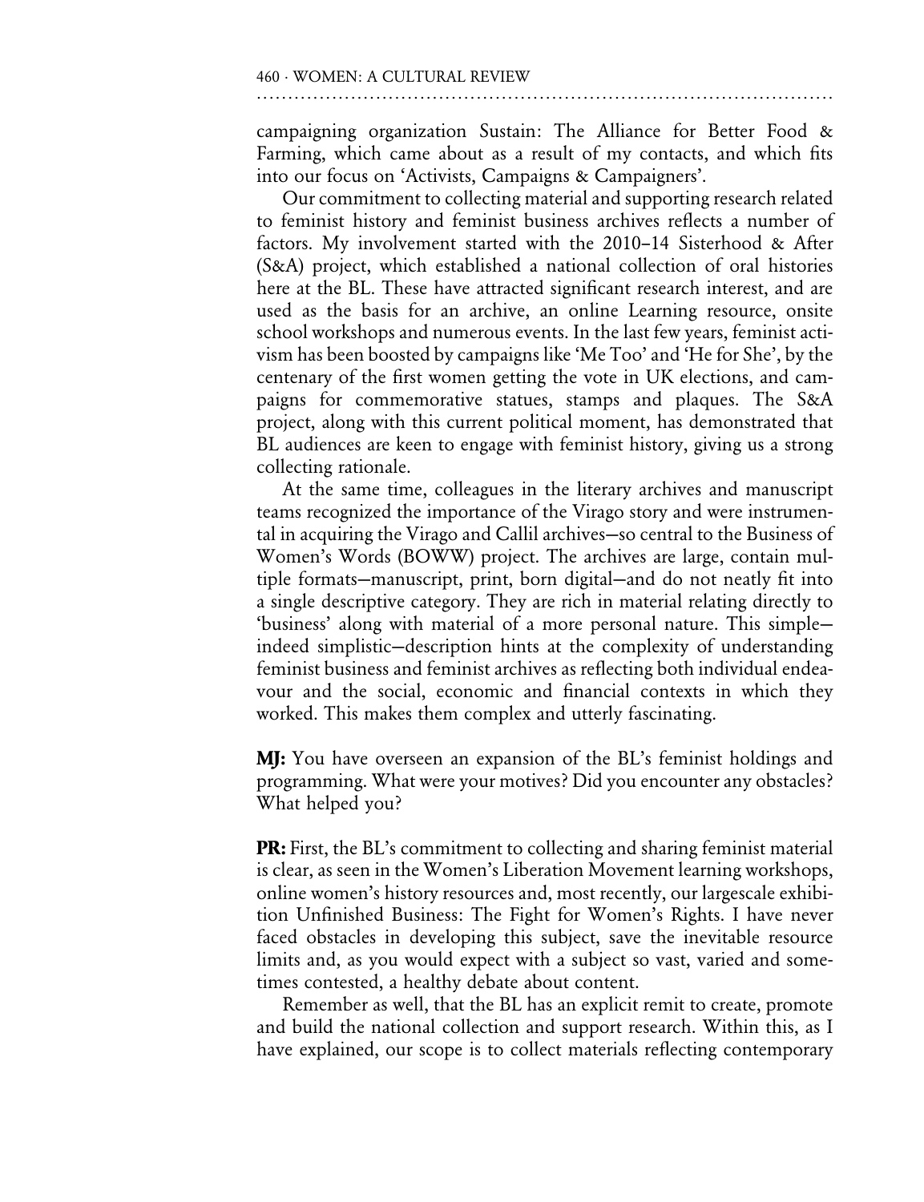campaigning organization Sustain: The Alliance for Better Food & Farming, which came about as a result of my contacts, and which fits into our focus on 'Activists, Campaigns & Campaigners'.

Our commitment to collecting material and supporting research related to feminist history and feminist business archives reflects a number of factors. My involvement started with the 2010–14 Sisterhood & After (S&A) project, which established a national collection of oral histories here at the BL. These have attracted significant research interest, and are used as the basis for an archive, an online Learning resource, onsite school workshops and numerous events. In the last few years, feminist activism has been boosted by campaigns like 'Me Too' and 'He for She', by the centenary of the first women getting the vote in UK elections, and campaigns for commemorative statues, stamps and plaques. The S&A project, along with this current political moment, has demonstrated that BL audiences are keen to engage with feminist history, giving us a strong collecting rationale.

At the same time, colleagues in the literary archives and manuscript teams recognized the importance of the Virago story and were instrumental in acquiring the Virago and Callil archives—so central to the Business of Women's Words (BOWW) project. The archives are large, contain multiple formats—manuscript, print, born digital—and do not neatly fit into a single descriptive category. They are rich in material relating directly to 'business' along with material of a more personal nature. This simple—indeed simplistic—description hints at the complexity of understanding feminist business and feminist archives as reflecting both individual endeavour and the social, economic and financial contexts in which they worked. This makes them complex and utterly fascinating.

**MJ:** You have overseen an expansion of the BL's feminist holdings and programming. What were your motives? Did you encounter any obstacles? What helped you?

**PR:** First, the BL's commitment to collecting and sharing feminist material is clear, as seen in the Women's Liberation Movement learning workshops, online women's history resources and, most recently, our largescale exhibition Unfinished Business: The Fight for Women's Rights. I have never faced obstacles in developing this subject, save the inevitable resource limits and, as you would expect with a subject so vast, varied and sometimes contested, a healthy debate about content.

Remember as well, that the BL has an explicit remit to create, promote and build the national collection and support research. Within this, as I have explained, our scope is to collect materials reflecting contemporary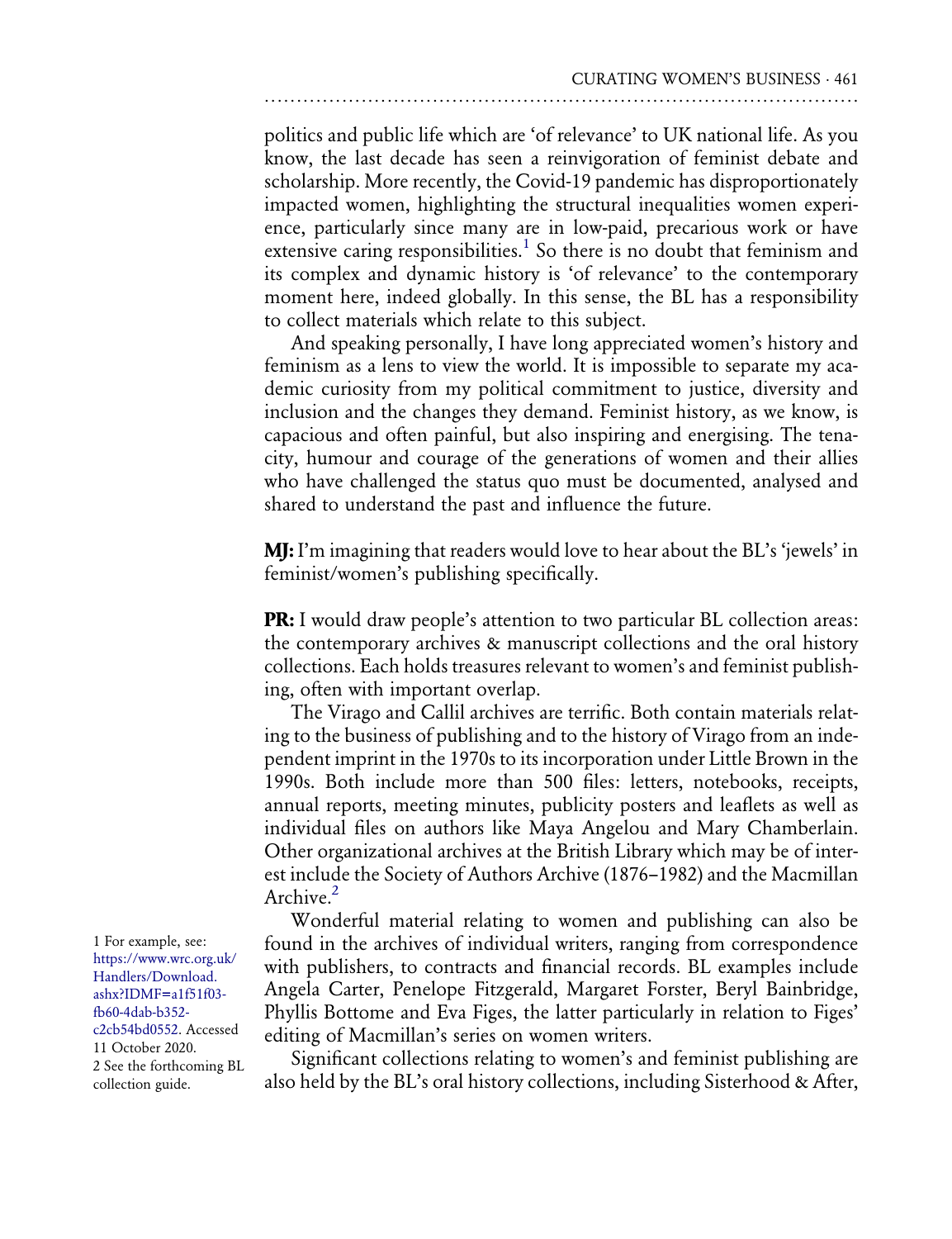politics and public life which are 'of relevance' to UK national life. As you know, the last decade has seen a reinvigoration of feminist debate and scholarship. More recently, the Covid-19 pandemic has disproportionately impacted women, highlighting the structural inequalities women experience, particularly since many are in low-paid, precarious work or have extensive caring responsibilities.[1] So there is no doubt that feminism and its complex and dynamic history is 'of relevance' to the contemporary moment here, indeed globally. In this sense, the BL has a responsibility to collect materials which relate to this subject.

And speaking personally, I have long appreciated women's history and feminism as a lens to view the world. It is impossible to separate my academic curiosity from my political commitment to justice, diversity and inclusion and the changes they demand. Feminist history, as we know, is capacious and often painful, but also inspiring and energising. The tenacity, humour and courage of the generations of women and their allies who have challenged the status quo must be documented, analysed and shared to understand the past and influence the future.

**MJ:** I'm imagining that readers would love to hear about the BL's 'jewels' in feminist/women's publishing specifically.

**PR:** I would draw people's attention to two particular BL collection areas: the contemporary archives & manuscript collections and the oral history collections. Each holds treasures relevant to women's and feminist publishing, often with important overlap.

The Virago and Callil archives are terrific. Both contain materials relating to the business of publishing and to the history of Virago from an independent imprint in the 1970s to its incorporation under Little Brown in the 1990s. Both include more than 500 files: letters, notebooks, receipts, annual reports, meeting minutes, publicity posters and leaflets as well as individual files on authors like Maya Angelou and Mary Chamberlain. Other organizational archives at the British Library which may be of interest include the Society of Authors Archive (1876–1982) and the Macmillan Archive.[2]

Wonderful material relating to women and publishing can also be found in the archives of individual writers, ranging from correspondence with publishers, to contracts and financial records. BL examples include Angela Carter, Penelope Fitzgerald, Margaret Forster, Beryl Bainbridge, Phyllis Bottome and Eva Figes, the latter particularly in relation to Figes' editing of Macmillan's series on women writers.

Significant collections relating to women's and feminist publishing are also held by the BL's oral history collections, including Sisterhood & After,

1 For example, see: https://www.wrc.org.uk/Handlers/Download.ashx?IDMF=a1f51f03-fb60-4dab-b352-c2cb54bd0552. Accessed 11 October 2020.

2 See the forthcoming BL collection guide.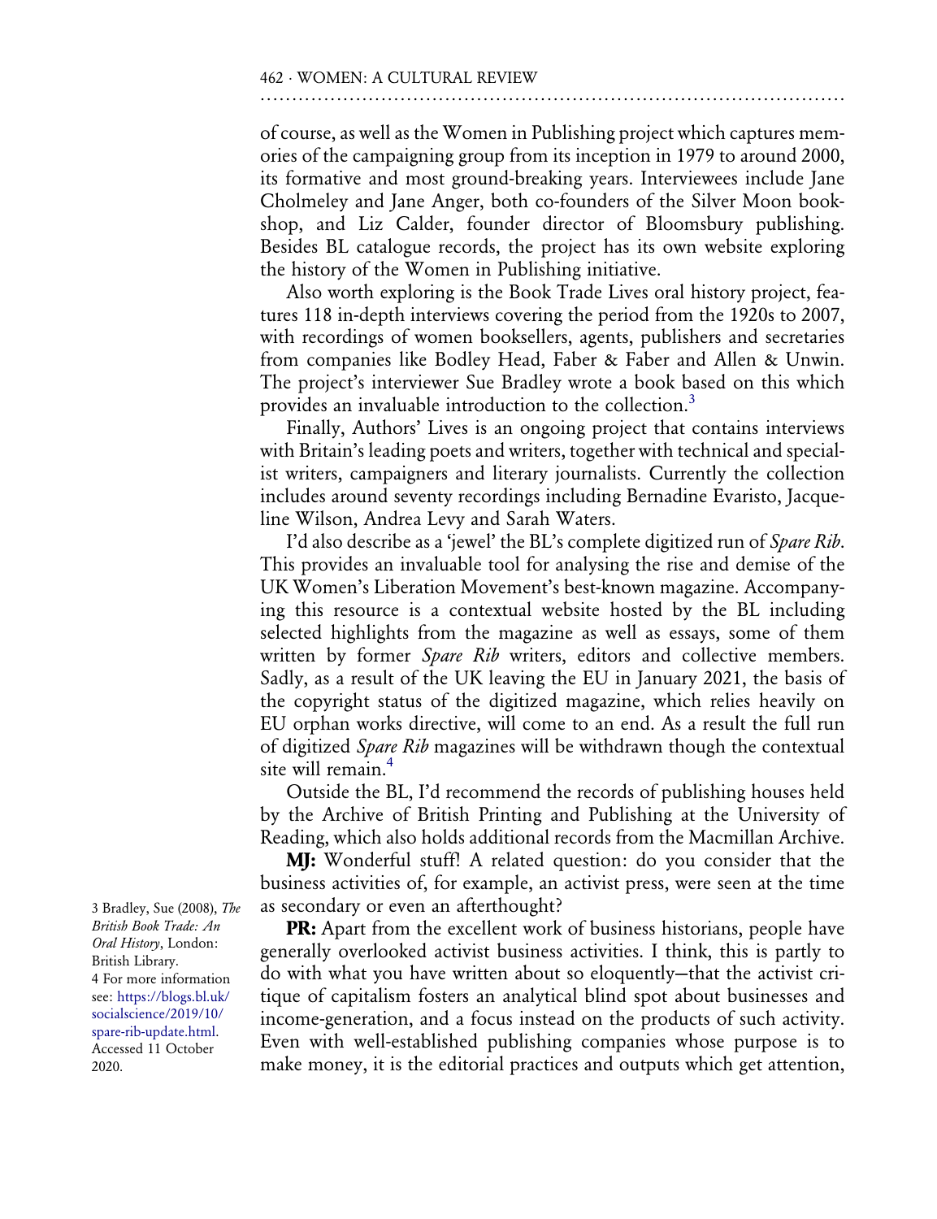of course, as well as the Women in Publishing project which captures memories of the campaigning group from its inception in 1979 to around 2000, its formative and most ground-breaking years. Interviewees include Jane Cholmeley and Jane Anger, both co-founders of the Silver Moon bookshop, and Liz Calder, founder director of Bloomsbury publishing. Besides BL catalogue records, the project has its own website exploring the history of the Women in Publishing initiative.

Also worth exploring is the Book Trade Lives oral history project, features 118 in-depth interviews covering the period from the 1920s to 2007, with recordings of women booksellers, agents, publishers and secretaries from companies like Bodley Head, Faber & Faber and Allen & Unwin. The project's interviewer Sue Bradley wrote a book based on this which provides an invaluable introduction to the collection.[3]

Finally, Authors' Lives is an ongoing project that contains interviews with Britain's leading poets and writers, together with technical and specialist writers, campaigners and literary journalists. Currently the collection includes around seventy recordings including Bernadine Evaristo, Jacqueline Wilson, Andrea Levy and Sarah Waters.

I'd also describe as a 'jewel' the BL's complete digitized run of *Spare Rib*. This provides an invaluable tool for analysing the rise and demise of the UK Women's Liberation Movement's best-known magazine. Accompanying this resource is a contextual website hosted by the BL including selected highlights from the magazine as well as essays, some of them written by former *Spare Rib* writers, editors and collective members. Sadly, as a result of the UK leaving the EU in January 2021, the basis of the copyright status of the digitized magazine, which relies heavily on EU orphan works directive, will come to an end. As a result the full run of digitized *Spare Rib* magazines will be withdrawn though the contextual site will remain.[4]

Outside the BL, I'd recommend the records of publishing houses held by the Archive of British Printing and Publishing at the University of Reading, which also holds additional records from the Macmillan Archive.

**MJ:** Wonderful stuff! A related question: do you consider that the business activities of, for example, an activist press, were seen at the time as secondary or even an afterthought?

**PR:** Apart from the excellent work of business historians, people have generally overlooked activist business activities. I think, this is partly to do with what you have written about so eloquently—that the activist critique of capitalism fosters an analytical blind spot about businesses and income-generation, and a focus instead on the products of such activity. Even with well-established publishing companies whose purpose is to make money, it is the editorial practices and outputs which get attention,

3 Bradley, Sue (2008), *The British Book Trade: An Oral History*, London: British Library.

4 For more information see: https://blogs.bl.uk/socialscience/2019/10/spare-rib-update.html. Accessed 11 October 2020.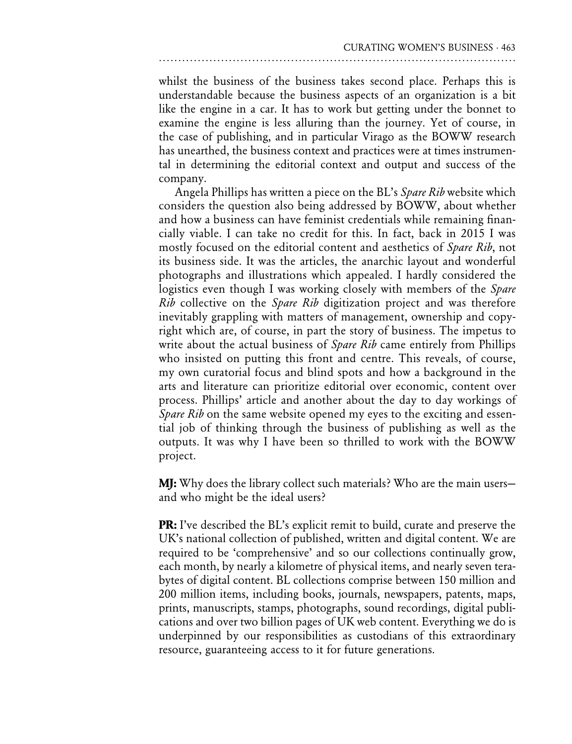whilst the business of the business takes second place. Perhaps this is understandable because the business aspects of an organization is a bit like the engine in a car. It has to work but getting under the bonnet to examine the engine is less alluring than the journey. Yet of course, in the case of publishing, and in particular Virago as the BOWW research has unearthed, the business context and practices were at times instrumental in determining the editorial context and output and success of the company.

Angela Phillips has written a piece on the BL's *Spare Rib* website which considers the question also being addressed by BOWW, about whether and how a business can have feminist credentials while remaining financially viable. I can take no credit for this. In fact, back in 2015 I was mostly focused on the editorial content and aesthetics of *Spare Rib*, not its business side. It was the articles, the anarchic layout and wonderful photographs and illustrations which appealed. I hardly considered the logistics even though I was working closely with members of the *Spare Rib* collective on the *Spare Rib* digitization project and was therefore inevitably grappling with matters of management, ownership and copyright which are, of course, in part the story of business. The impetus to write about the actual business of *Spare Rib* came entirely from Phillips who insisted on putting this front and centre. This reveals, of course, my own curatorial focus and blind spots and how a background in the arts and literature can prioritize editorial over economic, content over process. Phillips' article and another about the day to day workings of *Spare Rib* on the same website opened my eyes to the exciting and essential job of thinking through the business of publishing as well as the outputs. It was why I have been so thrilled to work with the BOWW project.

**MJ:** Why does the library collect such materials? Who are the main users—and who might be the ideal users?

**PR:** I've described the BL's explicit remit to build, curate and preserve the UK's national collection of published, written and digital content. We are required to be 'comprehensive' and so our collections continually grow, each month, by nearly a kilometre of physical items, and nearly seven terabytes of digital content. BL collections comprise between 150 million and 200 million items, including books, journals, newspapers, patents, maps, prints, manuscripts, stamps, photographs, sound recordings, digital publications and over two billion pages of UK web content. Everything we do is underpinned by our responsibilities as custodians of this extraordinary resource, guaranteeing access to it for future generations.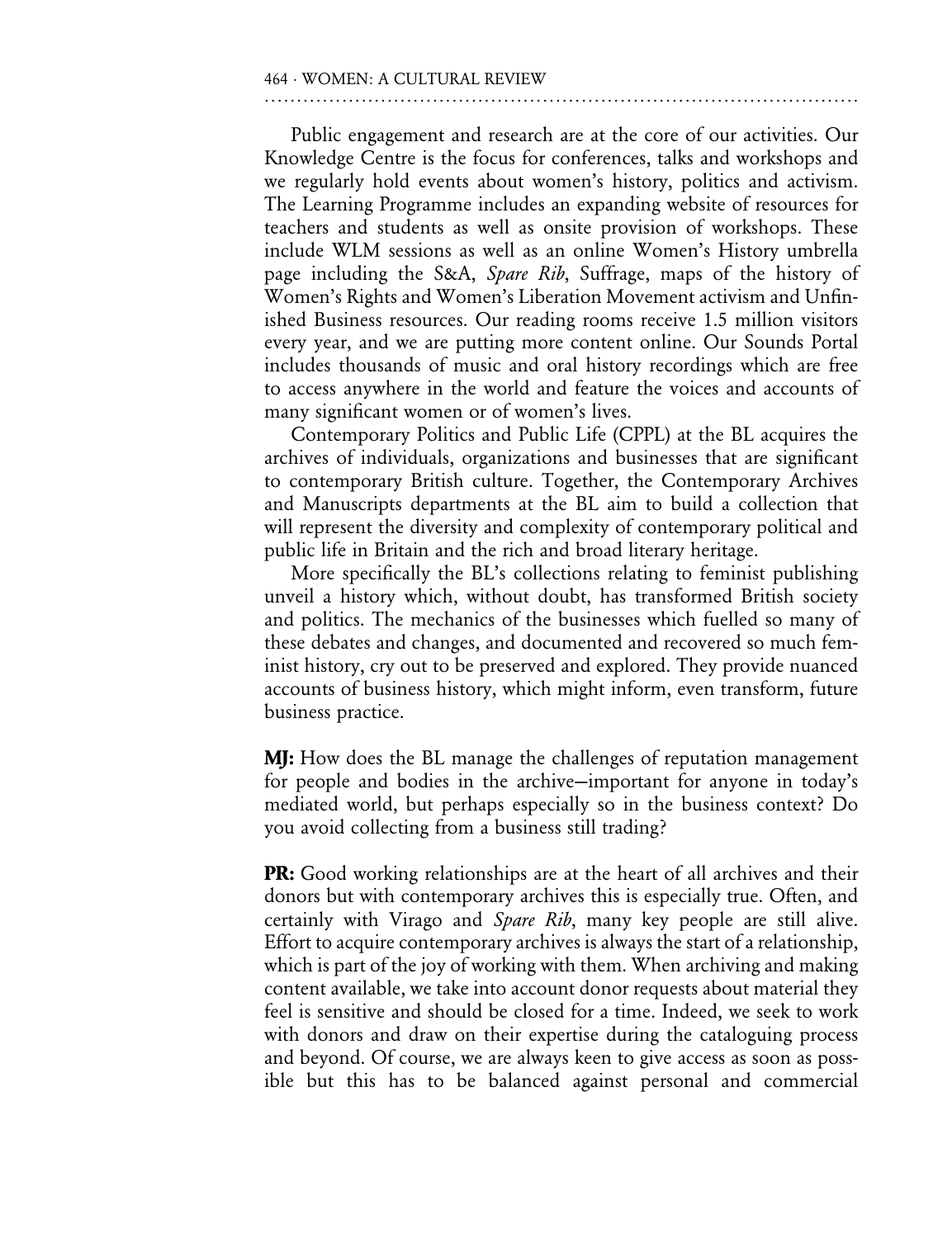Public engagement and research are at the core of our activities. Our Knowledge Centre is the focus for conferences, talks and workshops and we regularly hold events about women's history, politics and activism. The Learning Programme includes an expanding website of resources for teachers and students as well as onsite provision of workshops. These include WLM sessions as well as an online Women's History umbrella page including the S&A, *Spare Rib*, Suffrage, maps of the history of Women's Rights and Women's Liberation Movement activism and Unfinished Business resources. Our reading rooms receive 1.5 million visitors every year, and we are putting more content online. Our Sounds Portal includes thousands of music and oral history recordings which are free to access anywhere in the world and feature the voices and accounts of many significant women or of women's lives.

Contemporary Politics and Public Life (CPPL) at the BL acquires the archives of individuals, organizations and businesses that are significant to contemporary British culture. Together, the Contemporary Archives and Manuscripts departments at the BL aim to build a collection that will represent the diversity and complexity of contemporary political and public life in Britain and the rich and broad literary heritage.

More specifically the BL's collections relating to feminist publishing unveil a history which, without doubt, has transformed British society and politics. The mechanics of the businesses which fuelled so many of these debates and changes, and documented and recovered so much feminist history, cry out to be preserved and explored. They provide nuanced accounts of business history, which might inform, even transform, future business practice.

**MJ:** How does the BL manage the challenges of reputation management for people and bodies in the archive—important for anyone in today's mediated world, but perhaps especially so in the business context? Do you avoid collecting from a business still trading?

**PR:** Good working relationships are at the heart of all archives and their donors but with contemporary archives this is especially true. Often, and certainly with Virago and *Spare Rib*, many key people are still alive. Effort to acquire contemporary archives is always the start of a relationship, which is part of the joy of working with them. When archiving and making content available, we take into account donor requests about material they feel is sensitive and should be closed for a time. Indeed, we seek to work with donors and draw on their expertise during the cataloguing process and beyond. Of course, we are always keen to give access as soon as possible but this has to be balanced against personal and commercial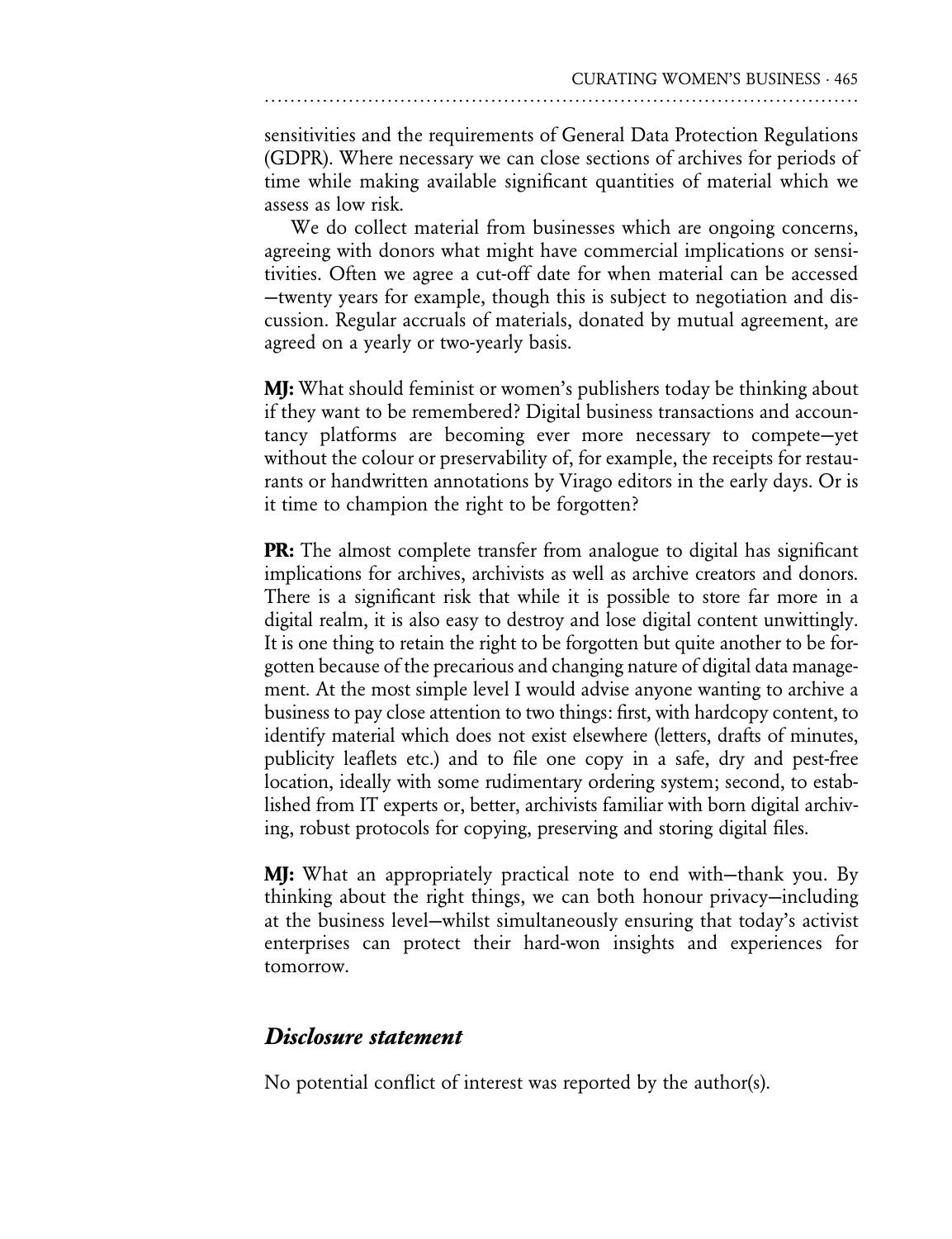sensitivities and the requirements of General Data Protection Regulations (GDPR). Where necessary we can close sections of archives for periods of time while making available significant quantities of material which we assess as low risk.

We do collect material from businesses which are ongoing concerns, agreeing with donors what might have commercial implications or sensitivities. Often we agree a cut-off date for when material can be accessed—twenty years for example, though this is subject to negotiation and discussion. Regular accruals of materials, donated by mutual agreement, are agreed on a yearly or two-yearly basis.

**MJ:** What should feminist or women's publishers today be thinking about if they want to be remembered? Digital business transactions and accountancy platforms are becoming ever more necessary to compete—yet without the colour or preservability of, for example, the receipts for restaurants or handwritten annotations by Virago editors in the early days. Or is it time to champion the right to be forgotten?

**PR:** The almost complete transfer from analogue to digital has significant implications for archives, archivists as well as archive creators and donors. There is a significant risk that while it is possible to store far more in a digital realm, it is also easy to destroy and lose digital content unwittingly. It is one thing to retain the right to be forgotten but quite another to be forgotten because of the precarious and changing nature of digital data management. At the most simple level I would advise anyone wanting to archive a business to pay close attention to two things: first, with hardcopy content, to identify material which does not exist elsewhere (letters, drafts of minutes, publicity leaflets etc.) and to file one copy in a safe, dry and pest-free location, ideally with some rudimentary ordering system; second, to established from IT experts or, better, archivists familiar with born digital archiving, robust protocols for copying, preserving and storing digital files.

**MJ:** What an appropriately practical note to end with—thank you. By thinking about the right things, we can both honour privacy—including at the business level—whilst simultaneously ensuring that today's activist enterprises can protect their hard-won insights and experiences for tomorrow.

## *Disclosure statement*

No potential conflict of interest was reported by the author(s).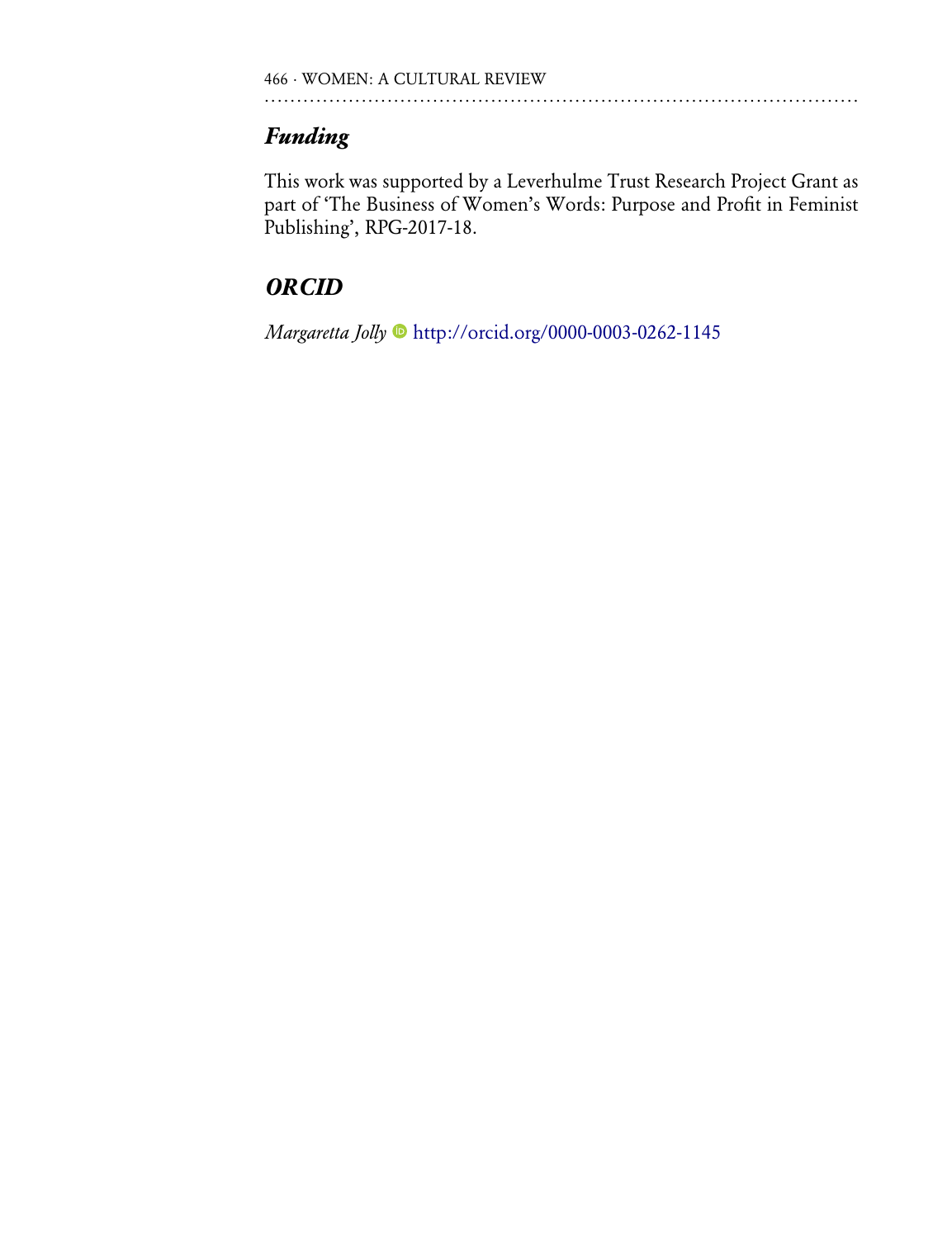## *Funding*

This work was supported by a Leverhulme Trust Research Project Grant as part of 'The Business of Women's Words: Purpose and Profit in Feminist Publishing', RPG-2017-18.

## *ORCID*

*Margaretta Jolly* http://orcid.org/0000-0003-0262-1145